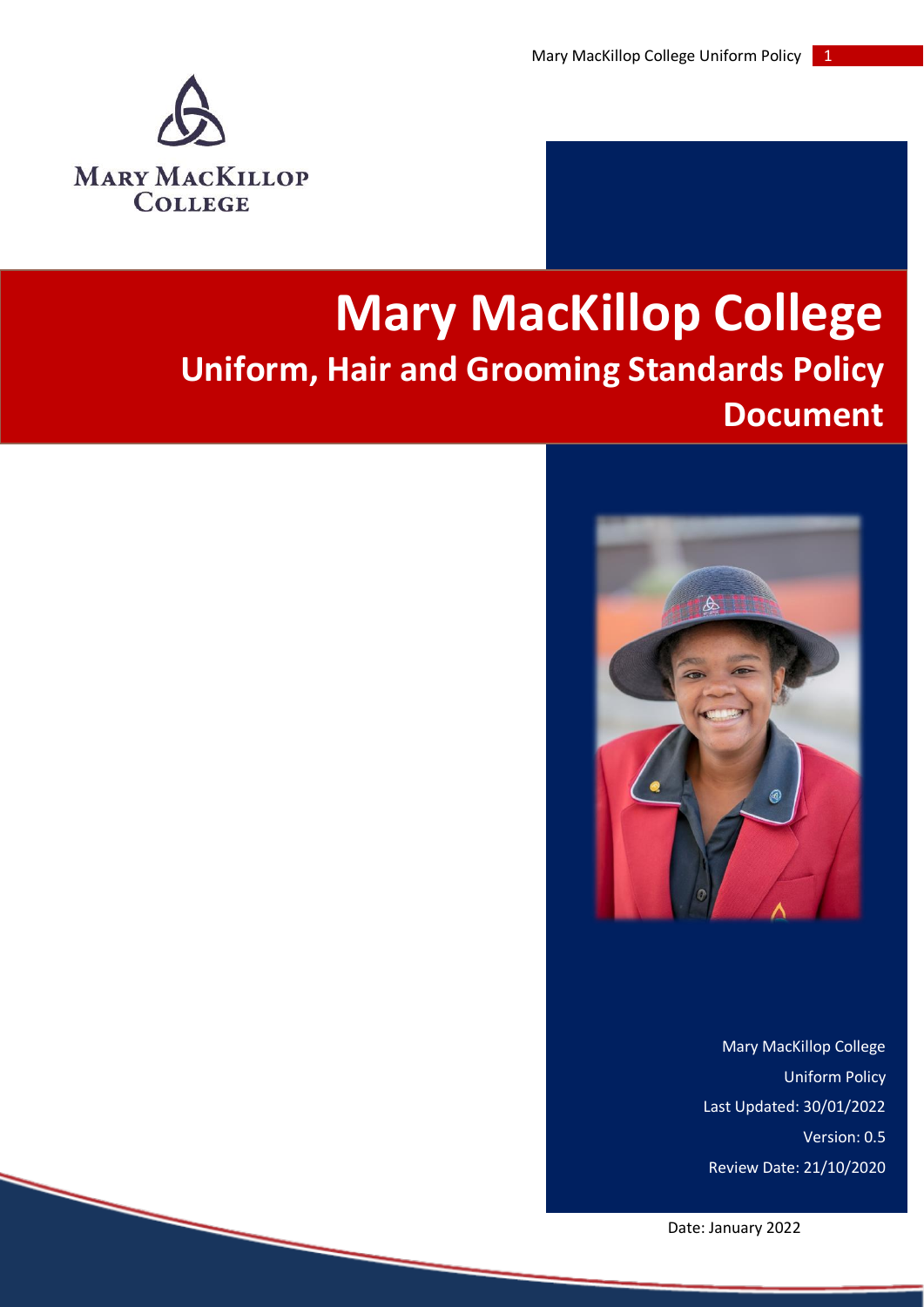Mary MacKillop College

# Mary MacKillop College

## Uniform, Hair and Grooming Standards Policy Document

Mary MacKillop College

Uniform Policy

Last Updated: 30/01/2022

Version: 0.5

Review Date: 21/10/2020

Date: January 2022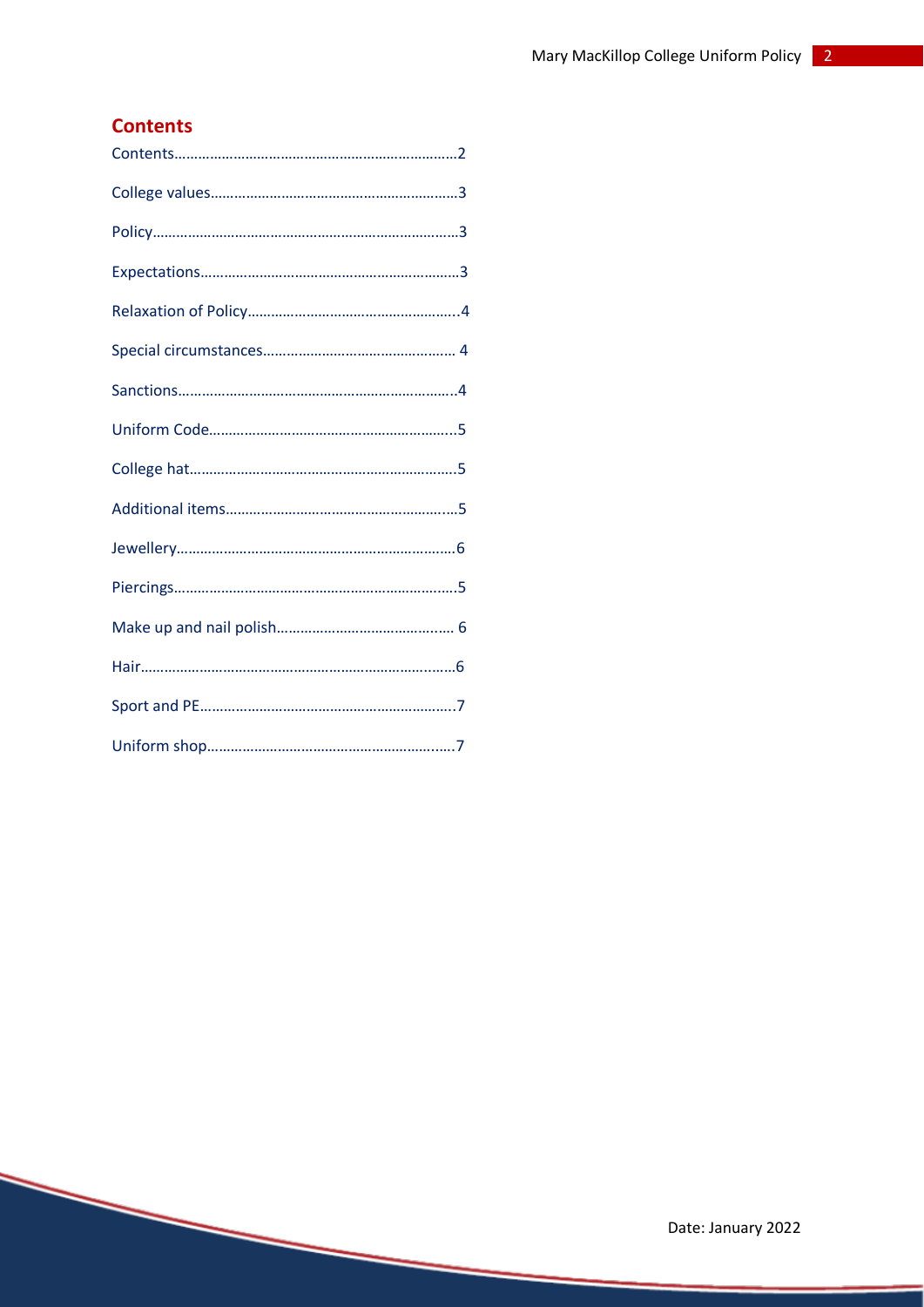## Contents

Contents……………………………………………………………2

College values…………………………………………………….3

Policy………………………………………………………………….3

Expectations……………………………………………………….3

Relaxation of Policy……………………………………………..4

Special circumstances………………………………………… 4

Sanctions……………………………………………………………4

Uniform Code……………………………………………………..5

College hat…………………………………………………………5

Additional items…………………………………………………5

Jewellery……………………………………………………………6

Piercings…………………………………………………………….5

Make up and nail polish……………………………………. 6

Hair……………………………………………………………………6

Sport and PE……………………………………………………….7

Uniform shop……………………………………………………..7

Date: January 2022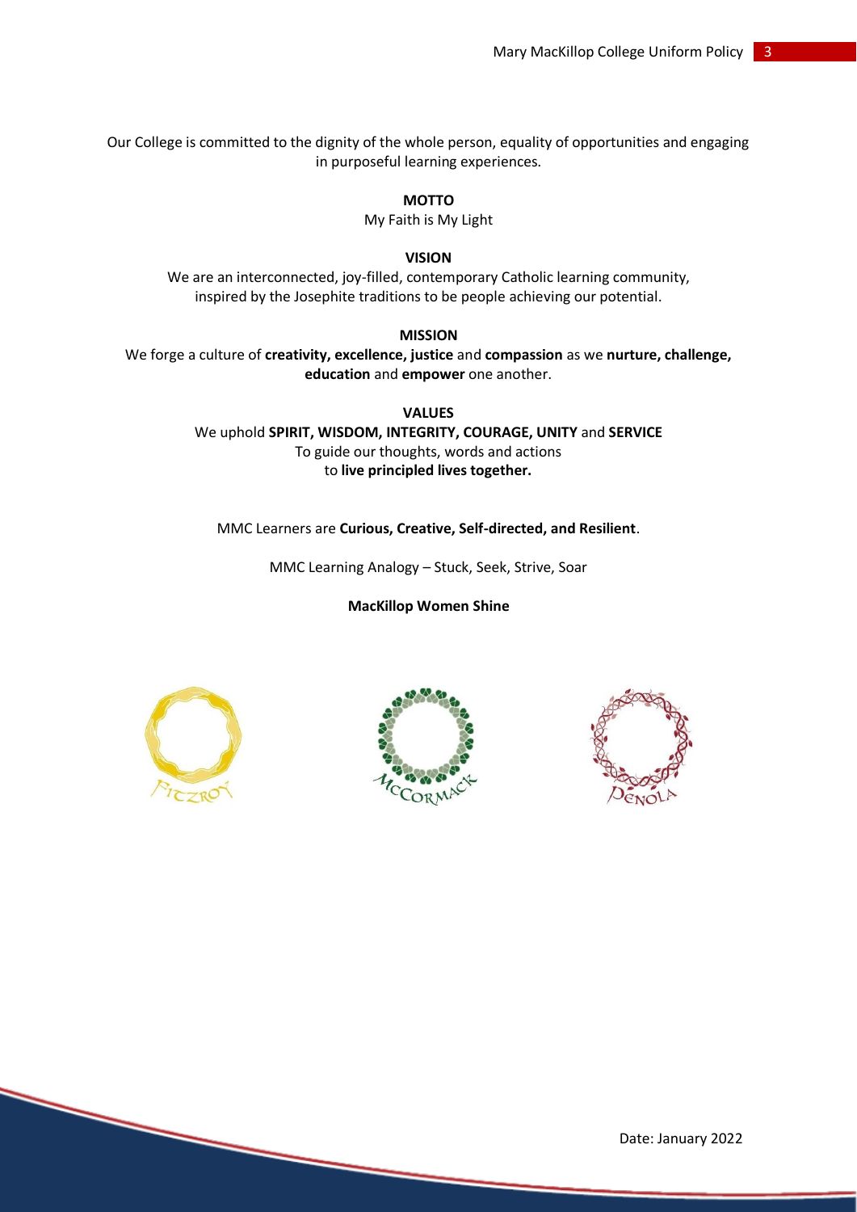Our College is committed to the dignity of the whole person, equality of opportunities and engaging in purposeful learning experiences.

**MOTTO**

My Faith is My Light

**VISION**

We are an interconnected, joy-filled, contemporary Catholic learning community, inspired by the Josephite traditions to be people achieving our potential.

**MISSION**

We forge a culture of **creativity, excellence, justice** and **compassion** as we **nurture, challenge, education** and **empower** one another.

**VALUES**

We uphold **SPIRIT, WISDOM, INTEGRITY, COURAGE, UNITY** and **SERVICE**
To guide our thoughts, words and actions
to **live principled lives together.**

MMC Learners are **Curious, Creative, Self-directed, and Resilient**.

MMC Learning Analogy – Stuck, Seek, Strive, Soar

**MacKillop Women Shine**

Fitzroy McCormack Penola

Date: January 2022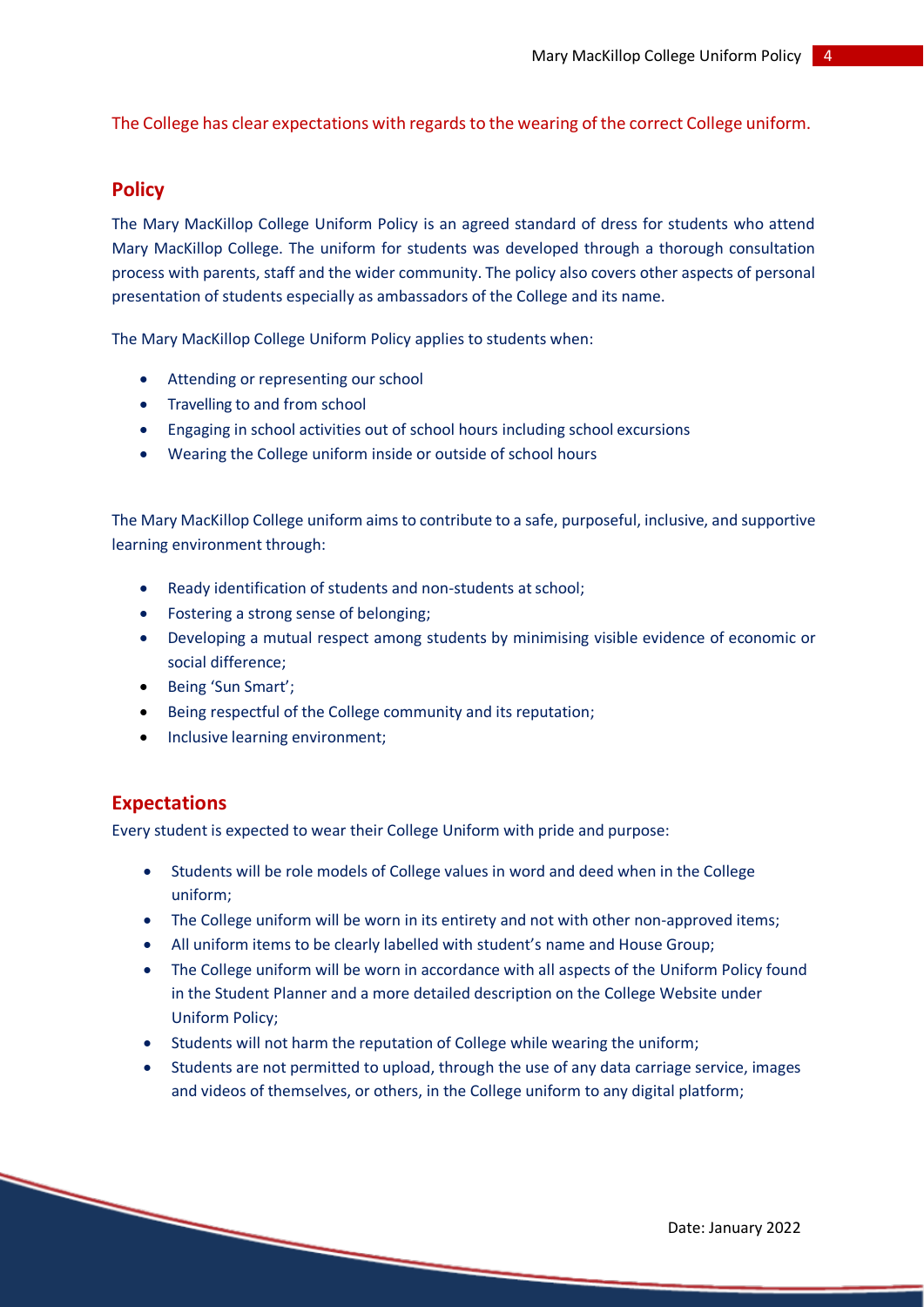The College has clear expectations with regards to the wearing of the correct College uniform.

## Policy

The Mary MacKillop College Uniform Policy is an agreed standard of dress for students who attend Mary MacKillop College. The uniform for students was developed through a thorough consultation process with parents, staff and the wider community. The policy also covers other aspects of personal presentation of students especially as ambassadors of the College and its name.

The Mary MacKillop College Uniform Policy applies to students when:

- Attending or representing our school
- Travelling to and from school
- Engaging in school activities out of school hours including school excursions
- Wearing the College uniform inside or outside of school hours

The Mary MacKillop College uniform aims to contribute to a safe, purposeful, inclusive, and supportive learning environment through:

- Ready identification of students and non-students at school;
- Fostering a strong sense of belonging;
- Developing a mutual respect among students by minimising visible evidence of economic or social difference;
- Being 'Sun Smart';
- Being respectful of the College community and its reputation;
- Inclusive learning environment;

## Expectations

Every student is expected to wear their College Uniform with pride and purpose:

- Students will be role models of College values in word and deed when in the College uniform;
- The College uniform will be worn in its entirety and not with other non-approved items;
- All uniform items to be clearly labelled with student's name and House Group;
- The College uniform will be worn in accordance with all aspects of the Uniform Policy found in the Student Planner and a more detailed description on the College Website under Uniform Policy;
- Students will not harm the reputation of College while wearing the uniform;
- Students are not permitted to upload, through the use of any data carriage service, images and videos of themselves, or others, in the College uniform to any digital platform;

Date: January 2022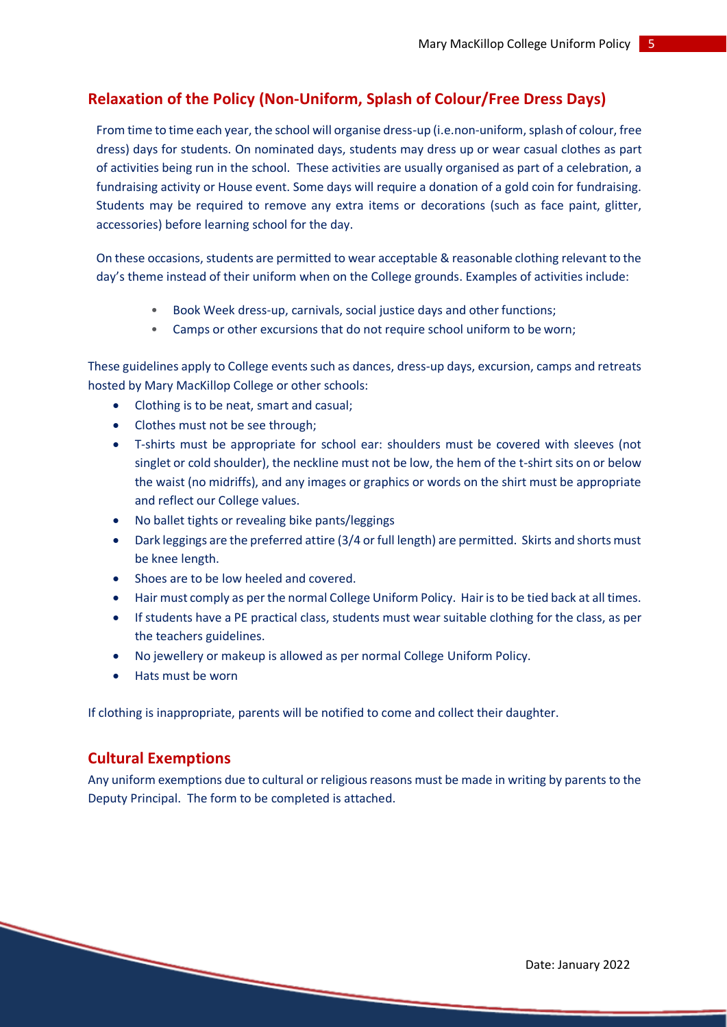## Relaxation of the Policy (Non-Uniform, Splash of Colour/Free Dress Days)

From time to time each year, the school will organise dress-up (i.e.non-uniform, splash of colour, free dress) days for students. On nominated days, students may dress up or wear casual clothes as part of activities being run in the school. These activities are usually organised as part of a celebration, a fundraising activity or House event. Some days will require a donation of a gold coin for fundraising. Students may be required to remove any extra items or decorations (such as face paint, glitter, accessories) before learning school for the day.

On these occasions, students are permitted to wear acceptable & reasonable clothing relevant to the day's theme instead of their uniform when on the College grounds. Examples of activities include:

- Book Week dress-up, carnivals, social justice days and other functions;
- Camps or other excursions that do not require school uniform to be worn;

These guidelines apply to College events such as dances, dress-up days, excursion, camps and retreats hosted by Mary MacKillop College or other schools:

- Clothing is to be neat, smart and casual;
- Clothes must not be see through;
- T-shirts must be appropriate for school ear: shoulders must be covered with sleeves (not singlet or cold shoulder), the neckline must not be low, the hem of the t-shirt sits on or below the waist (no midriffs), and any images or graphics or words on the shirt must be appropriate and reflect our College values.
- No ballet tights or revealing bike pants/leggings
- Dark leggings are the preferred attire (3/4 or full length) are permitted. Skirts and shorts must be knee length.
- Shoes are to be low heeled and covered.
- Hair must comply as per the normal College Uniform Policy. Hair is to be tied back at all times.
- If students have a PE practical class, students must wear suitable clothing for the class, as per the teachers guidelines.
- No jewellery or makeup is allowed as per normal College Uniform Policy.
- Hats must be worn

If clothing is inappropriate, parents will be notified to come and collect their daughter.

## Cultural Exemptions

Any uniform exemptions due to cultural or religious reasons must be made in writing by parents to the Deputy Principal. The form to be completed is attached.

Date: January 2022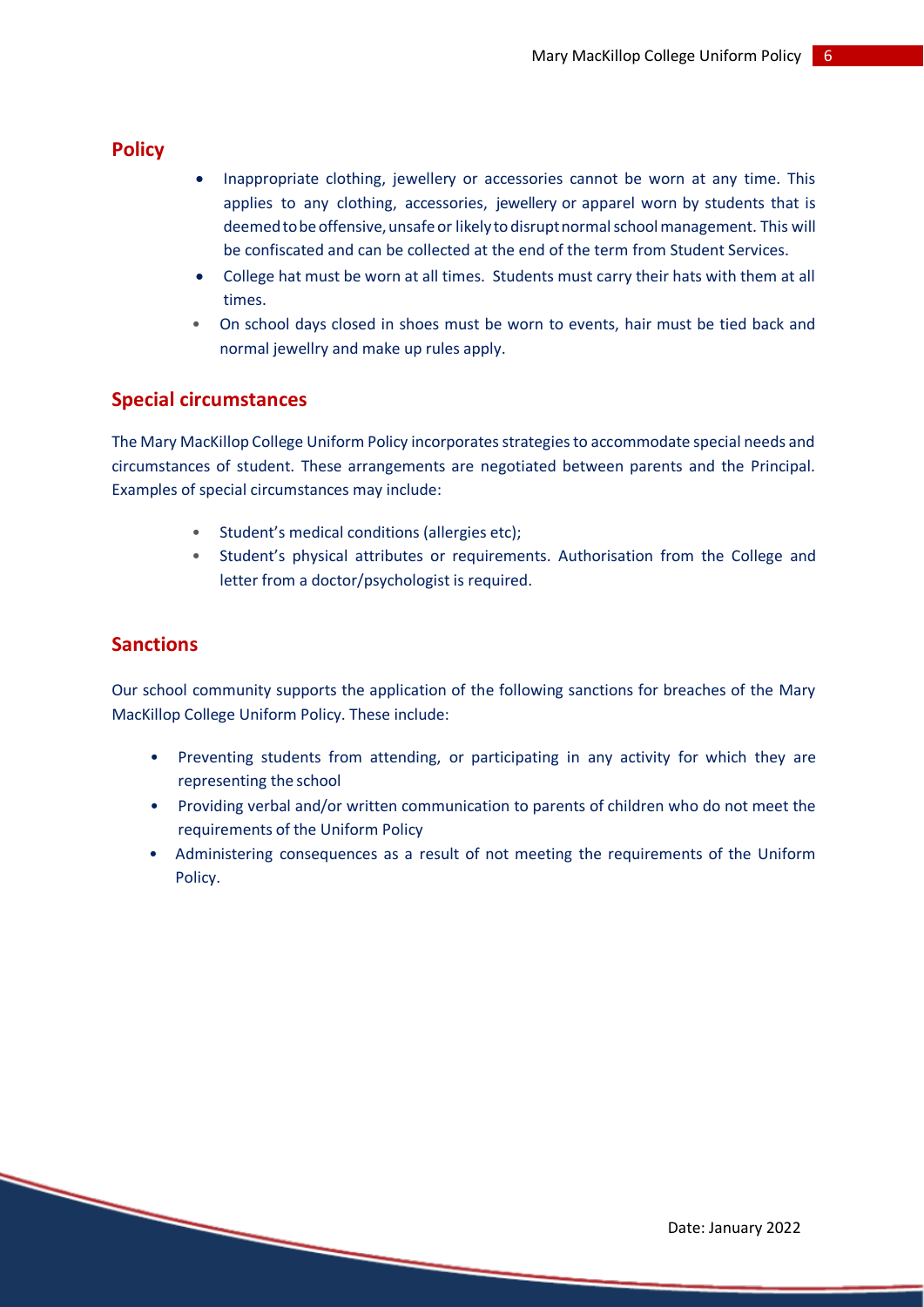## Policy

- Inappropriate clothing, jewellery or accessories cannot be worn at any time. This applies to any clothing, accessories, jewellery or apparel worn by students that is deemed to be offensive, unsafe or likely to disrupt normal school management. This will be confiscated and can be collected at the end of the term from Student Services.
- College hat must be worn at all times. Students must carry their hats with them at all times.
- On school days closed in shoes must be worn to events, hair must be tied back and normal jewellry and make up rules apply.

## Special circumstances

The Mary MacKillop College Uniform Policy incorporates strategies to accommodate special needs and circumstances of student. These arrangements are negotiated between parents and the Principal. Examples of special circumstances may include:

- Student's medical conditions (allergies etc);
- Student's physical attributes or requirements. Authorisation from the College and letter from a doctor/psychologist is required.

## Sanctions

Our school community supports the application of the following sanctions for breaches of the Mary MacKillop College Uniform Policy. These include:

- Preventing students from attending, or participating in any activity for which they are representing the school
- Providing verbal and/or written communication to parents of children who do not meet the requirements of the Uniform Policy
- Administering consequences as a result of not meeting the requirements of the Uniform Policy.

Date: January 2022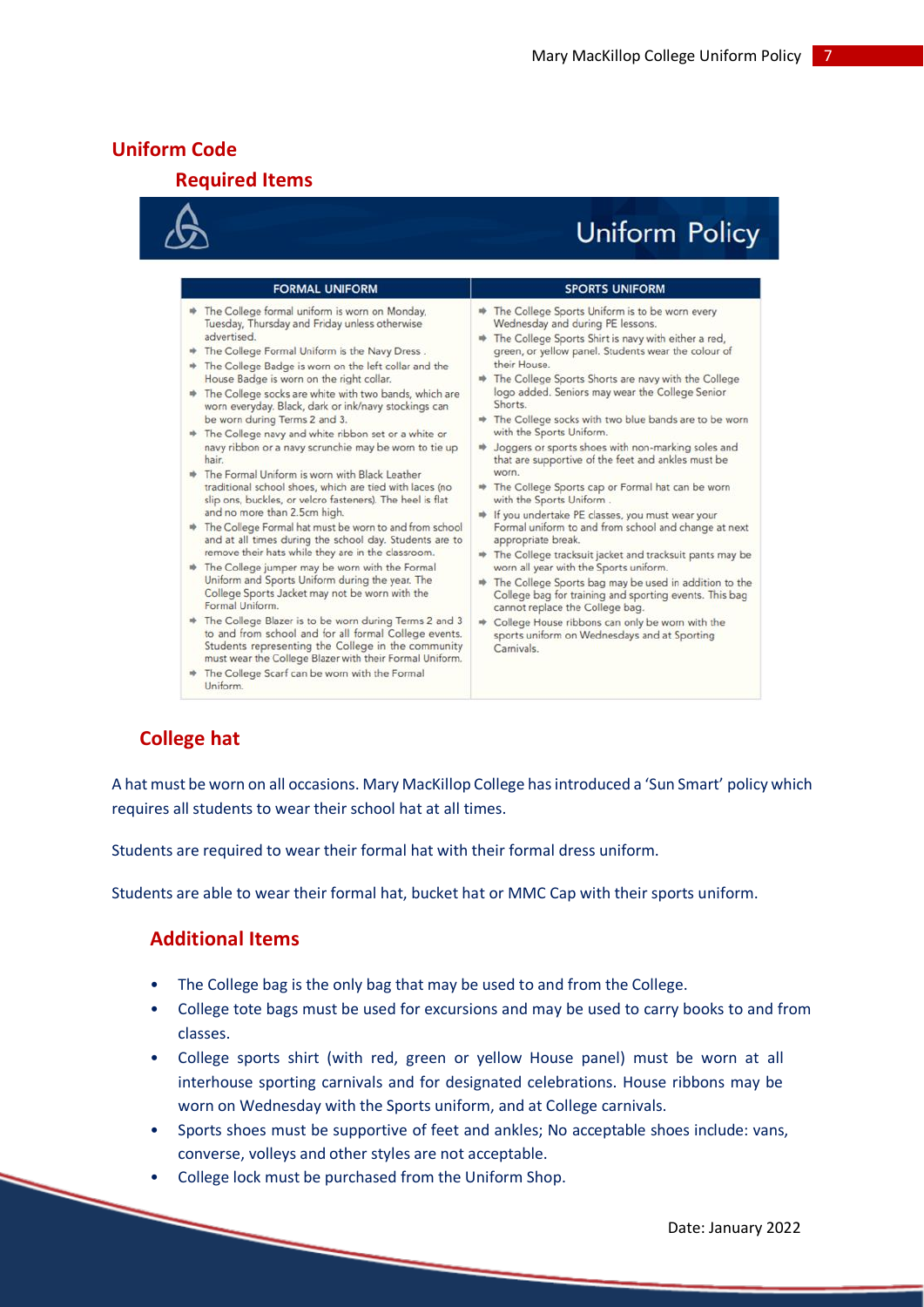# Uniform Code

## Required Items

**Uniform Policy**

| FORMAL UNIFORM | SPORTS UNIFORM |
|---|---|
| • The College formal uniform is worn on Monday, Tuesday, Thursday and Friday unless otherwise advertised.<br>• The College Formal Uniform is the Navy Dress .<br>• The College Badge is worn on the left collar and the House Badge is worn on the right collar.<br>• The College socks are white with two bands, which are worn everyday. Black, dark or ink/navy stockings can be worn during Terms 2 and 3.<br>• The College navy and white ribbon set or a white or navy ribbon or a navy scrunchie may be worn to tie up hair.<br>• The Formal Uniform is worn with Black Leather traditional school shoes, which are tied with laces (no slip ons, buckles, or velcro fasteners). The heel is flat and no more than 2.5cm high.<br>• The College Formal hat must be worn to and from school and at all times during the school day. Students are to remove their hats while they are in the classroom.<br>• The College jumper may be worn with the Formal Uniform and Sports Uniform during the year. The College Sports Jacket may not be worn with the Formal Uniform.<br>• The College Blazer is to be worn during Terms 2 and 3 to and from school and for all formal College events. Students representing the College in the community must wear the College Blazer with their Formal Uniform.<br>• The College Scarf can be worn with the Formal Uniform. | • The College Sports Uniform is to be worn every Wednesday and during PE lessons.<br>• The College Sports Shirt is navy with either a red, green, or yellow panel. Students wear the colour of their House.<br>• The College Sports Shorts are navy with the College logo added. Seniors may wear the College Senior Shorts.<br>• The College socks with two blue bands are to be worn with the Sports Uniform.<br>• Joggers or sports shoes with non-marking soles and that are supportive of the feet and ankles must be worn.<br>• The College Sports cap or Formal hat can be worn with the Sports Uniform .<br>• If you undertake PE classes, you must wear your Formal uniform to and from school and change at next appropriate break.<br>• The College tracksuit jacket and tracksuit pants may be worn all year with the Sports uniform.<br>• The College Sports bag may be used in addition to the College bag for training and sporting events. This bag cannot replace the College bag.<br>• College House ribbons can only be worn with the sports uniform on Wednesdays and at Sporting Carnivals. |

## College hat

A hat must be worn on all occasions. Mary MacKillop College has introduced a 'Sun Smart' policy which requires all students to wear their school hat at all times.

Students are required to wear their formal hat with their formal dress uniform.

Students are able to wear their formal hat, bucket hat or MMC Cap with their sports uniform.

## Additional Items

- The College bag is the only bag that may be used to and from the College.
- College tote bags must be used for excursions and may be used to carry books to and from classes.
- College sports shirt (with red, green or yellow House panel) must be worn at all interhouse sporting carnivals and for designated celebrations. House ribbons may be worn on Wednesday with the Sports uniform, and at College carnivals.
- Sports shoes must be supportive of feet and ankles; No acceptable shoes include: vans, converse, volleys and other styles are not acceptable.
- College lock must be purchased from the Uniform Shop.

Date: January 2022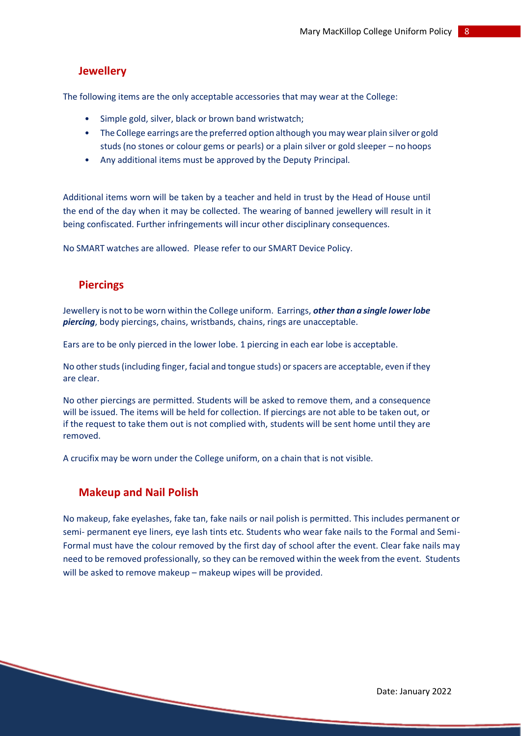## Jewellery

The following items are the only acceptable accessories that may wear at the College:

- Simple gold, silver, black or brown band wristwatch;
- The College earrings are the preferred option although you may wear plain silver or gold studs (no stones or colour gems or pearls) or a plain silver or gold sleeper – no hoops
- Any additional items must be approved by the Deputy Principal.

Additional items worn will be taken by a teacher and held in trust by the Head of House until the end of the day when it may be collected. The wearing of banned jewellery will result in it being confiscated. Further infringements will incur other disciplinary consequences.

No SMART watches are allowed. Please refer to our SMART Device Policy.

## Piercings

Jewellery is not to be worn within the College uniform. Earrings, ***other than a single lower lobe piercing***, body piercings, chains, wristbands, chains, rings are unacceptable.

Ears are to be only pierced in the lower lobe. 1 piercing in each ear lobe is acceptable.

No other studs (including finger, facial and tongue studs) or spacers are acceptable, even if they are clear.

No other piercings are permitted. Students will be asked to remove them, and a consequence will be issued. The items will be held for collection. If piercings are not able to be taken out, or if the request to take them out is not complied with, students will be sent home until they are removed.

A crucifix may be worn under the College uniform, on a chain that is not visible.

## Makeup and Nail Polish

No makeup, fake eyelashes, fake tan, fake nails or nail polish is permitted. This includes permanent or semi- permanent eye liners, eye lash tints etc. Students who wear fake nails to the Formal and Semi-Formal must have the colour removed by the first day of school after the event. Clear fake nails may need to be removed professionally, so they can be removed within the week from the event. Students will be asked to remove makeup – makeup wipes will be provided.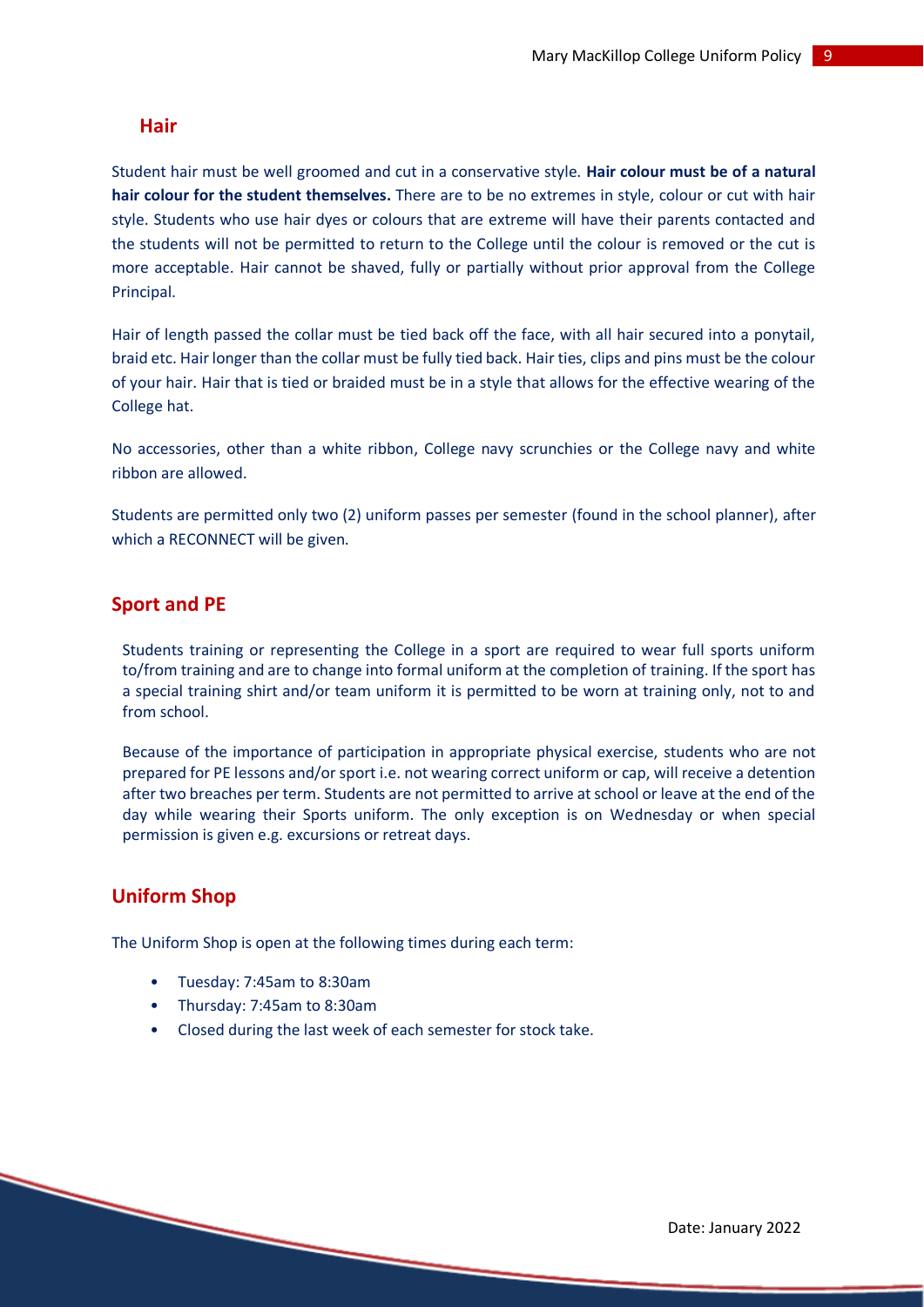## Hair

Student hair must be well groomed and cut in a conservative style. **Hair colour must be of a natural hair colour for the student themselves.** There are to be no extremes in style, colour or cut with hair style. Students who use hair dyes or colours that are extreme will have their parents contacted and the students will not be permitted to return to the College until the colour is removed or the cut is more acceptable. Hair cannot be shaved, fully or partially without prior approval from the College Principal.

Hair of length passed the collar must be tied back off the face, with all hair secured into a ponytail, braid etc. Hair longer than the collar must be fully tied back. Hair ties, clips and pins must be the colour of your hair. Hair that is tied or braided must be in a style that allows for the effective wearing of the College hat.

No accessories, other than a white ribbon, College navy scrunchies or the College navy and white ribbon are allowed.

Students are permitted only two (2) uniform passes per semester (found in the school planner), after which a RECONNECT will be given.

## Sport and PE

Students training or representing the College in a sport are required to wear full sports uniform to/from training and are to change into formal uniform at the completion of training. If the sport has a special training shirt and/or team uniform it is permitted to be worn at training only, not to and from school.

Because of the importance of participation in appropriate physical exercise, students who are not prepared for PE lessons and/or sport i.e. not wearing correct uniform or cap, will receive a detention after two breaches per term. Students are not permitted to arrive at school or leave at the end of the day while wearing their Sports uniform. The only exception is on Wednesday or when special permission is given e.g. excursions or retreat days.

## Uniform Shop

The Uniform Shop is open at the following times during each term:

- Tuesday: 7:45am to 8:30am
- Thursday: 7:45am to 8:30am
- Closed during the last week of each semester for stock take.

Date: January 2022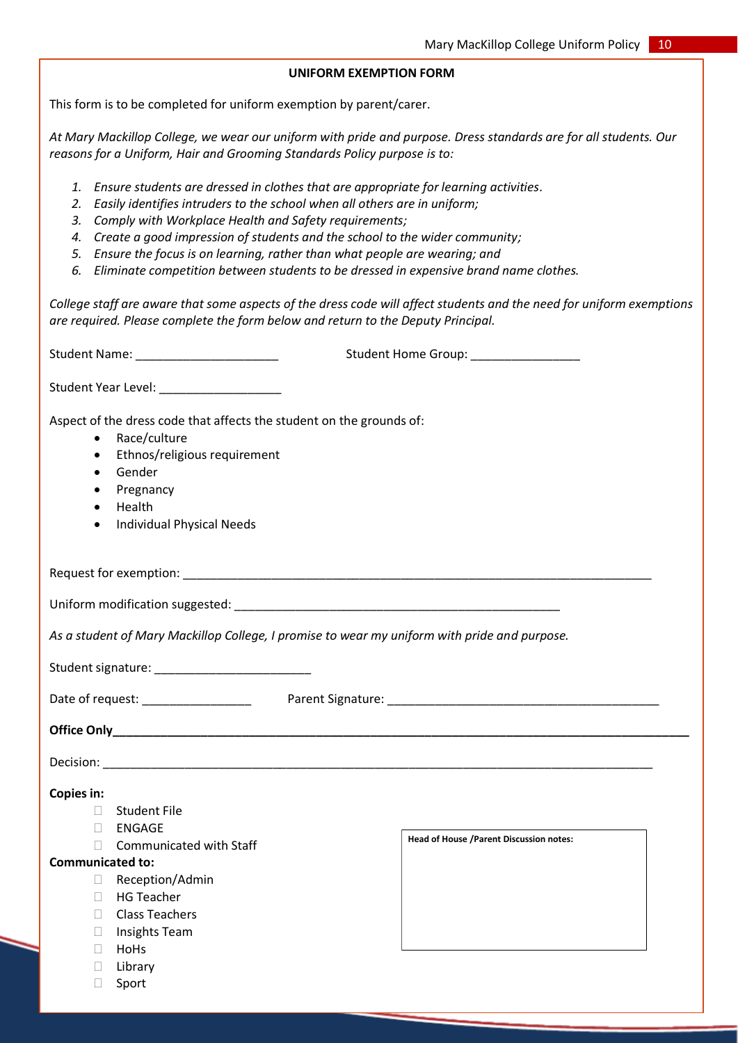**UNIFORM EXEMPTION FORM**

This form is to be completed for uniform exemption by parent/carer.

*At Mary Mackillop College, we wear our uniform with pride and purpose. Dress standards are for all students. Our reasons for a Uniform, Hair and Grooming Standards Policy purpose is to:*

1. *Ensure students are dressed in clothes that are appropriate for learning activities.*
2. *Easily identifies intruders to the school when all others are in uniform;*
3. *Comply with Workplace Health and Safety requirements;*
4. *Create a good impression of students and the school to the wider community;*
5. *Ensure the focus is on learning, rather than what people are wearing; and*
6. *Eliminate competition between students to be dressed in expensive brand name clothes.*

*College staff are aware that some aspects of the dress code will affect students and the need for uniform exemptions are required. Please complete the form below and return to the Deputy Principal.*

Student Name: ____________________ Student Home Group: ________________

Student Year Level: __________________

Aspect of the dress code that affects the student on the grounds of:

- Race/culture
- Ethnos/religious requirement
- Gender
- Pregnancy
- Health
- Individual Physical Needs

Request for exemption: ______________________________________________________________________

Uniform modification suggested: ________________________________________________

*As a student of Mary Mackillop College, I promise to wear my uniform with pride and purpose.*

Student signature: _______________________

Date of request: ________________ Parent Signature: ________________________________________

**Office Only**______________________________________________________________________________

Decision: ____________________________________________________________________________________

**Copies in:**

- ☐ Student File
- ☐ ENGAGE
- ☐ Communicated with Staff

**Communicated to:**

- ☐ Reception/Admin
- ☐ HG Teacher
- ☐ Class Teachers
- ☐ Insights Team
- ☐ HoHs
- ☐ Library
- ☐ Sport

**Head of House /Parent Discussion notes:**